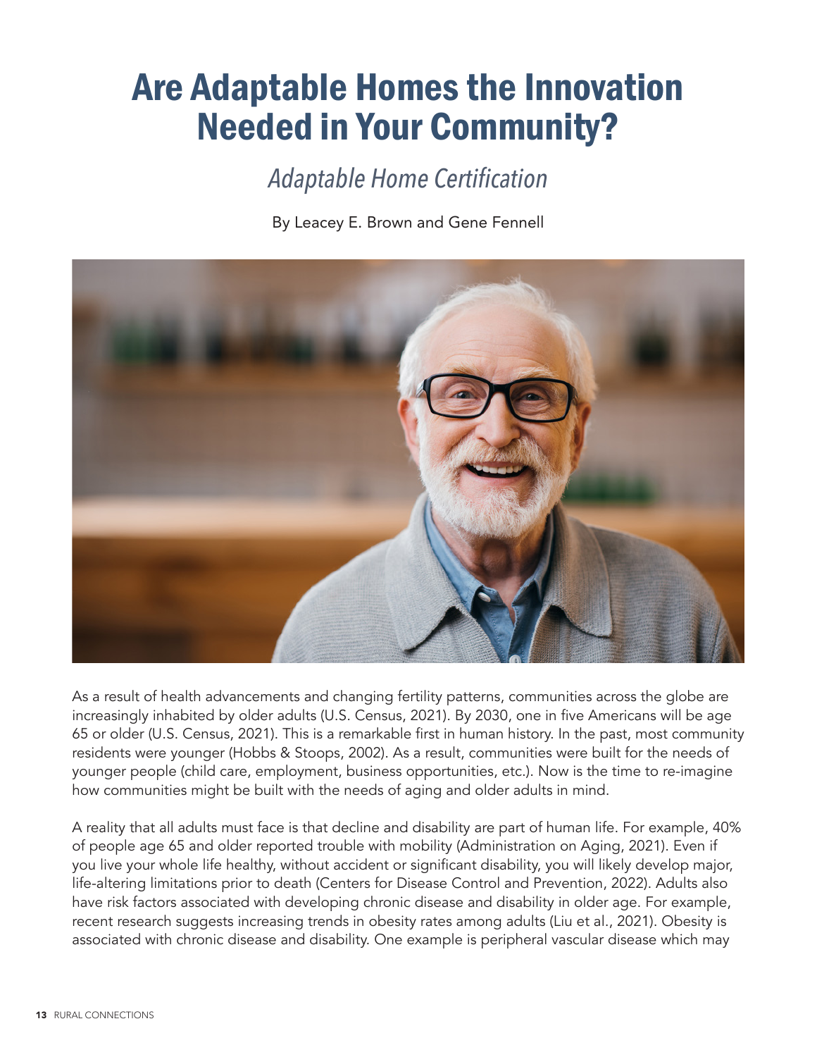# Are Adaptable Homes the Innovation Needed in Your Community?

## *Adaptable Home Certification*

By Leacey E. Brown and Gene Fennell

As a result of health advancements and changing fertility patterns, communities across the globe are increasingly inhabited by older adults (U.S. Census, 2021). By 2030, one in five Americans will be age 65 or older (U.S. Census, 2021). This is a remarkable first in human history. In the past, most community residents were younger (Hobbs & Stoops, 2002). As a result, communities were built for the needs of younger people (child care, employment, business opportunities, etc.). Now is the time to re-imagine how communities might be built with the needs of aging and older adults in mind.

A reality that all adults must face is that decline and disability are part of human life. For example, 40% of people age 65 and older reported trouble with mobility (Administration on Aging, 2021). Even if you live your whole life healthy, without accident or significant disability, you will likely develop major, life-altering limitations prior to death (Centers for Disease Control and Prevention, 2022). Adults also have risk factors associated with developing chronic disease and disability in older age. For example, recent research suggests increasing trends in obesity rates among adults (Liu et al., 2021). Obesity is associated with chronic disease and disability. One example is peripheral vascular disease which may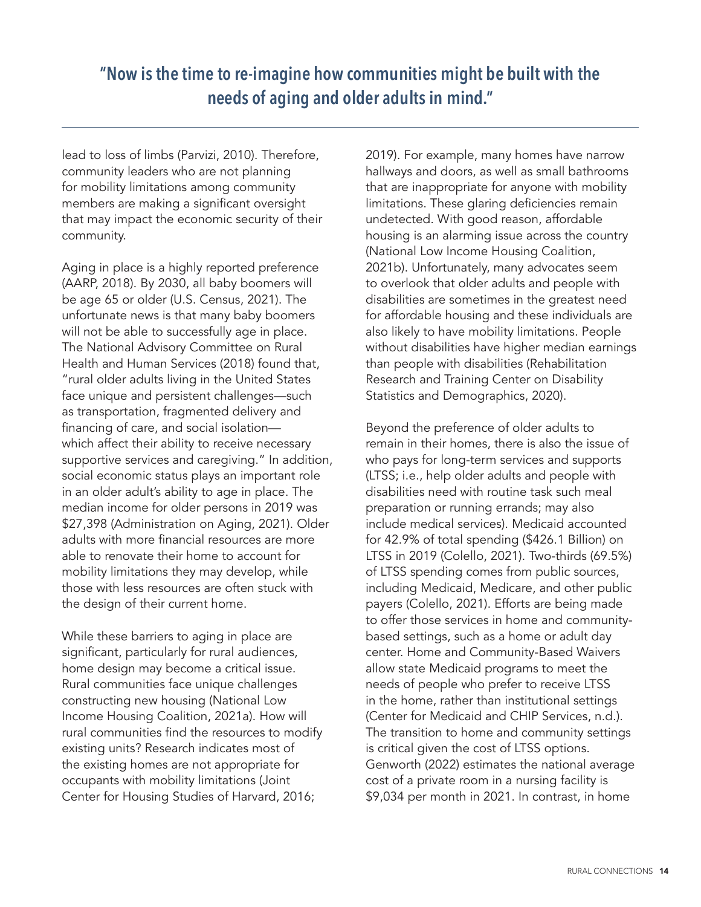## "Now is the time to re-imagine how communities might be built with the needs of aging and older adults in mind."

lead to loss of limbs (Parvizi, 2010). Therefore, community leaders who are not planning for mobility limitations among community members are making a significant oversight that may impact the economic security of their community.

Aging in place is a highly reported preference (AARP, 2018). By 2030, all baby boomers will be age 65 or older (U.S. Census, 2021). The unfortunate news is that many baby boomers will not be able to successfully age in place. The National Advisory Committee on Rural Health and Human Services (2018) found that, "rural older adults living in the United States face unique and persistent challenges—such as transportation, fragmented delivery and financing of care, and social isolation—which affect their ability to receive necessary supportive services and caregiving." In addition, social economic status plays an important role in an older adult's ability to age in place. The median income for older persons in 2019 was $27,398 (Administration on Aging, 2021). Older adults with more financial resources are more able to renovate their home to account for mobility limitations they may develop, while those with less resources are often stuck with the design of their current home.

While these barriers to aging in place are significant, particularly for rural audiences, home design may become a critical issue. Rural communities face unique challenges constructing new housing (National Low Income Housing Coalition, 2021a). How will rural communities find the resources to modify existing units? Research indicates most of the existing homes are not appropriate for occupants with mobility limitations (Joint Center for Housing Studies of Harvard, 2016; 2019). For example, many homes have narrow hallways and doors, as well as small bathrooms that are inappropriate for anyone with mobility limitations. These glaring deficiencies remain undetected. With good reason, affordable housing is an alarming issue across the country (National Low Income Housing Coalition, 2021b). Unfortunately, many advocates seem to overlook that older adults and people with disabilities are sometimes in the greatest need for affordable housing and these individuals are also likely to have mobility limitations. People without disabilities have higher median earnings than people with disabilities (Rehabilitation Research and Training Center on Disability Statistics and Demographics, 2020).

Beyond the preference of older adults to remain in their homes, there is also the issue of who pays for long-term services and supports (LTSS; i.e., help older adults and people with disabilities need with routine task such meal preparation or running errands; may also include medical services). Medicaid accounted for 42.9% of total spending ($426.1 Billion) on LTSS in 2019 (Colello, 2021). Two-thirds (69.5%) of LTSS spending comes from public sources, including Medicaid, Medicare, and other public payers (Colello, 2021). Efforts are being made to offer those services in home and community-based settings, such as a home or adult day center. Home and Community-Based Waivers allow state Medicaid programs to meet the needs of people who prefer to receive LTSS in the home, rather than institutional settings (Center for Medicaid and CHIP Services, n.d.). The transition to home and community settings is critical given the cost of LTSS options. Genworth (2022) estimates the national average cost of a private room in a nursing facility is $9,034 per month in 2021. In contrast, in home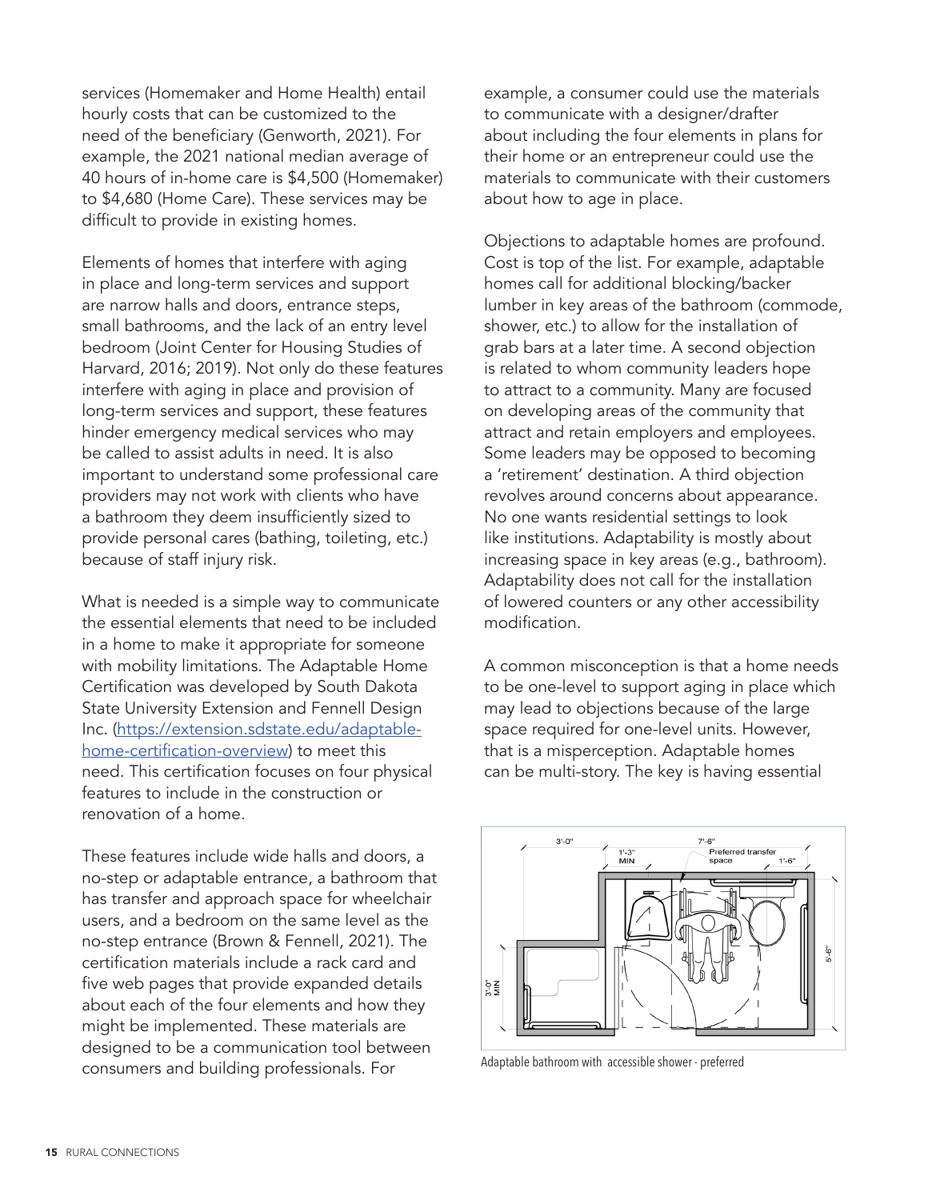services (Homemaker and Home Health) entail hourly costs that can be customized to the need of the beneficiary (Genworth, 2021). For example, the 2021 national median average of 40 hours of in-home care is $4,500 (Homemaker) to $4,680 (Home Care). These services may be difficult to provide in existing homes.

Elements of homes that interfere with aging in place and long-term services and support are narrow halls and doors, entrance steps, small bathrooms, and the lack of an entry level bedroom (Joint Center for Housing Studies of Harvard, 2016; 2019). Not only do these features interfere with aging in place and provision of long-term services and support, these features hinder emergency medical services who may be called to assist adults in need. It is also important to understand some professional care providers may not work with clients who have a bathroom they deem insufficiently sized to provide personal cares (bathing, toileting, etc.) because of staff injury risk.

What is needed is a simple way to communicate the essential elements that need to be included in a home to make it appropriate for someone with mobility limitations. The Adaptable Home Certification was developed by South Dakota State University Extension and Fennell Design Inc. ([https://extension.sdstate.edu/adaptable-home-certification-overview](https://extension.sdstate.edu/adaptable-home-certification-overview)) to meet this need. This certification focuses on four physical features to include in the construction or renovation of a home.

These features include wide halls and doors, a no-step or adaptable entrance, a bathroom that has transfer and approach space for wheelchair users, and a bedroom on the same level as the no-step entrance (Brown & Fennell, 2021). The certification materials include a rack card and five web pages that provide expanded details about each of the four elements and how they might be implemented. These materials are designed to be a communication tool between consumers and building professionals. For example, a consumer could use the materials to communicate with a designer/drafter about including the four elements in plans for their home or an entrepreneur could use the materials to communicate with their customers about how to age in place.

Objections to adaptable homes are profound. Cost is top of the list. For example, adaptable homes call for additional blocking/backer lumber in key areas of the bathroom (commode, shower, etc.) to allow for the installation of grab bars at a later time. A second objection is related to whom community leaders hope to attract to a community. Many are focused on developing areas of the community that attract and retain employers and employees. Some leaders may be opposed to becoming a 'retirement' destination. A third objection revolves around concerns about appearance. No one wants residential settings to look like institutions. Adaptability is mostly about increasing space in key areas (e.g., bathroom). Adaptability does not call for the installation of lowered counters or any other accessibility modification.

A common misconception is that a home needs to be one-level to support aging in place which may lead to objections because of the large space required for one-level units. However, that is a misperception. Adaptable homes can be multi-story. The key is having essential

Adaptable bathroom with accessible shower - preferred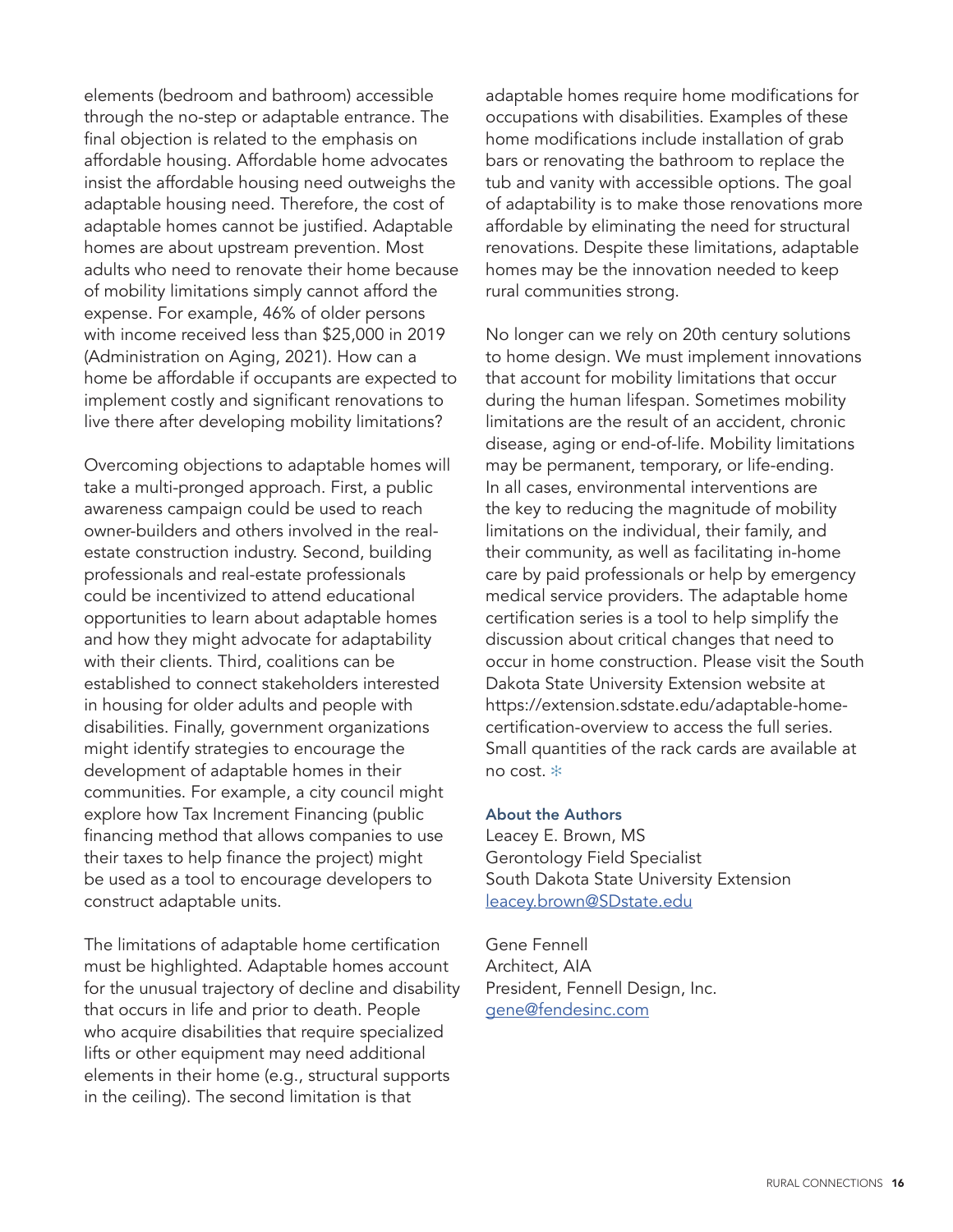elements (bedroom and bathroom) accessible through the no-step or adaptable entrance. The final objection is related to the emphasis on affordable housing. Affordable home advocates insist the affordable housing need outweighs the adaptable housing need. Therefore, the cost of adaptable homes cannot be justified. Adaptable homes are about upstream prevention. Most adults who need to renovate their home because of mobility limitations simply cannot afford the expense. For example, 46% of older persons with income received less than $25,000 in 2019 (Administration on Aging, 2021). How can a home be affordable if occupants are expected to implement costly and significant renovations to live there after developing mobility limitations?

Overcoming objections to adaptable homes will take a multi-pronged approach. First, a public awareness campaign could be used to reach owner-builders and others involved in the real-estate construction industry. Second, building professionals and real-estate professionals could be incentivized to attend educational opportunities to learn about adaptable homes and how they might advocate for adaptability with their clients. Third, coalitions can be established to connect stakeholders interested in housing for older adults and people with disabilities. Finally, government organizations might identify strategies to encourage the development of adaptable homes in their communities. For example, a city council might explore how Tax Increment Financing (public financing method that allows companies to use their taxes to help finance the project) might be used as a tool to encourage developers to construct adaptable units.

The limitations of adaptable home certification must be highlighted. Adaptable homes account for the unusual trajectory of decline and disability that occurs in life and prior to death. People who acquire disabilities that require specialized lifts or other equipment may need additional elements in their home (e.g., structural supports in the ceiling). The second limitation is that adaptable homes require home modifications for occupations with disabilities. Examples of these home modifications include installation of grab bars or renovating the bathroom to replace the tub and vanity with accessible options. The goal of adaptability is to make those renovations more affordable by eliminating the need for structural renovations. Despite these limitations, adaptable homes may be the innovation needed to keep rural communities strong.

No longer can we rely on 20th century solutions to home design. We must implement innovations that account for mobility limitations that occur during the human lifespan. Sometimes mobility limitations are the result of an accident, chronic disease, aging or end-of-life. Mobility limitations may be permanent, temporary, or life-ending. In all cases, environmental interventions are the key to reducing the magnitude of mobility limitations on the individual, their family, and their community, as well as facilitating in-home care by paid professionals or help by emergency medical service providers. The adaptable home certification series is a tool to help simplify the discussion about critical changes that need to occur in home construction. Please visit the South Dakota State University Extension website at https://extension.sdstate.edu/adaptable-home-certification-overview to access the full series. Small quantities of the rack cards are available at no cost. ❄

**About the Authors**

Leacey E. Brown, MS
Gerontology Field Specialist
South Dakota State University Extension
leacey.brown@SDstate.edu

Gene Fennell
Architect, AIA
President, Fennell Design, Inc.
gene@fendesinc.com